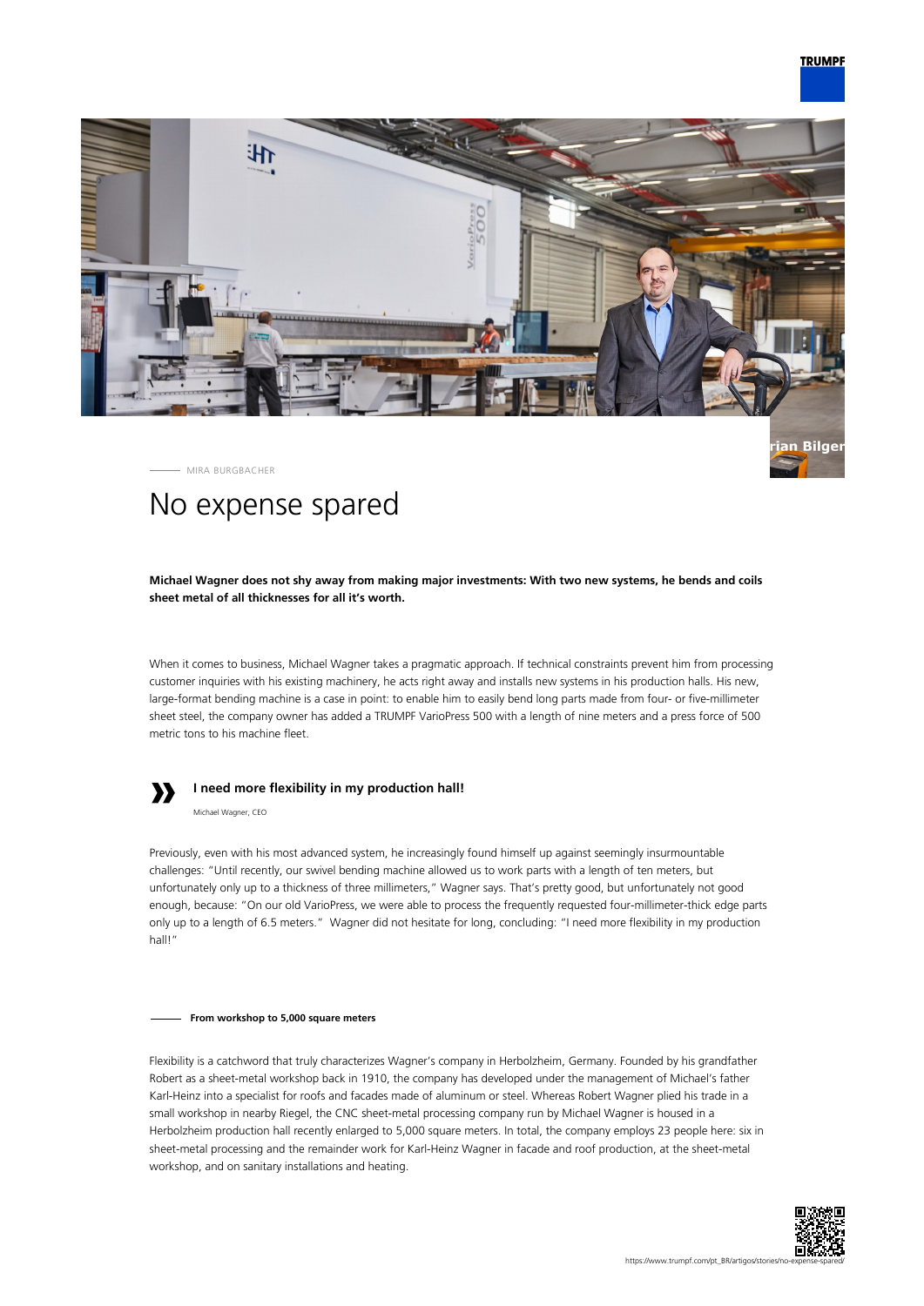MIRA BURGBACHER

# No expense spared

**Michael Wagner does not shy away from making major investments: With two new systems, he bends and coils sheet metal of all thicknesses for all it's worth.**

When it comes to business, Michael Wagner takes a pragmatic approach. If technical constraints prevent him from processing customer inquiries with his existing machinery, he acts right away and installs new systems in his production halls. His new, large-format bending machine is a case in point: to enable him to easily bend long parts made from four- or five-millimeter sheet steel, the company owner has added a TRUMPF VarioPress 500 with a length of nine meters and a press force of 500 metric tons to his machine fleet.

> **I need more flexibility in my production hall!**
>
> Michael Wagner, CEO

Previously, even with his most advanced system, he increasingly found himself up against seemingly insurmountable challenges: "Until recently, our swivel bending machine allowed us to work parts with a length of ten meters, but unfortunately only up to a thickness of three millimeters," Wagner says. That's pretty good, but unfortunately not good enough, because: "On our old VarioPress, we were able to process the frequently requested four-millimeter-thick edge parts only up to a length of 6.5 meters." Wagner did not hesitate for long, concluding: "I need more flexibility in my production hall!"

### From workshop to 5,000 square meters

Flexibility is a catchword that truly characterizes Wagner's company in Herbolzheim, Germany. Founded by his grandfather Robert as a sheet-metal workshop back in 1910, the company has developed under the management of Michael's father Karl-Heinz into a specialist for roofs and facades made of aluminum or steel. Whereas Robert Wagner plied his trade in a small workshop in nearby Riegel, the CNC sheet-metal processing company run by Michael Wagner is housed in a Herbolzheim production hall recently enlarged to 5,000 square meters. In total, the company employs 23 people here: six in sheet-metal processing and the remainder work for Karl-Heinz Wagner in facade and roof production, at the sheet-metal workshop, and on sanitary installations and heating.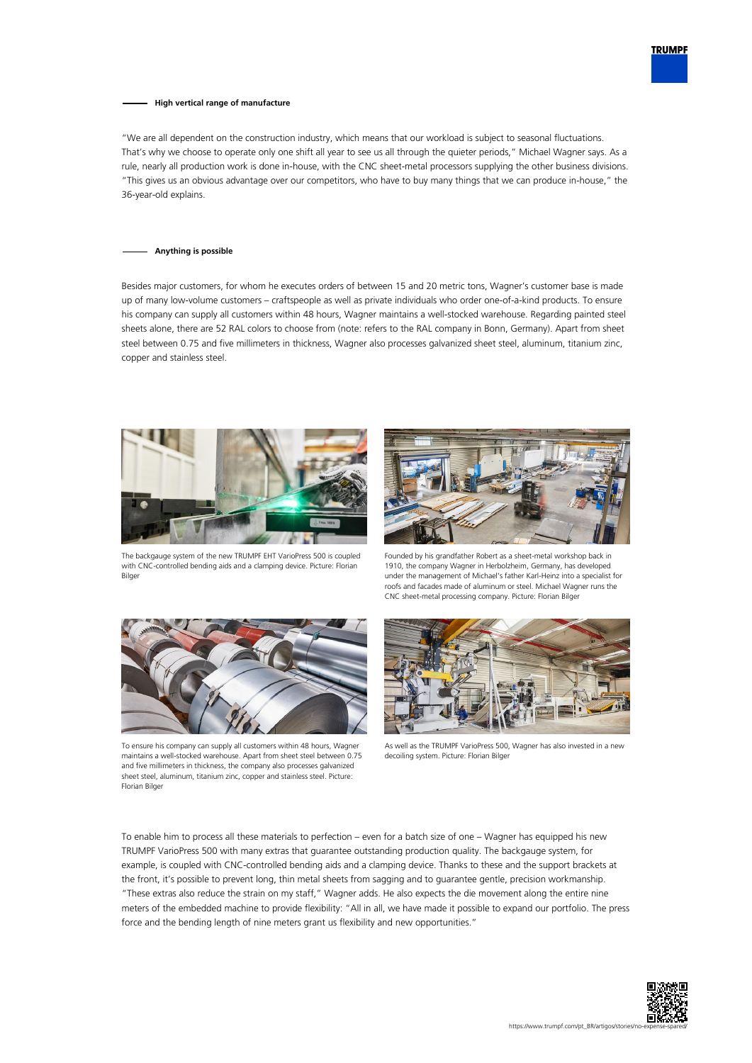### High vertical range of manufacture

"We are all dependent on the construction industry, which means that our workload is subject to seasonal fluctuations. That's why we choose to operate only one shift all year to see us all through the quieter periods," Michael Wagner says. As a rule, nearly all production work is done in-house, with the CNC sheet-metal processors supplying the other business divisions. "This gives us an obvious advantage over our competitors, who have to buy many things that we can produce in-house," the 36-year-old explains.

### Anything is possible

Besides major customers, for whom he executes orders of between 15 and 20 metric tons, Wagner's customer base is made up of many low-volume customers – craftspeople as well as private individuals who order one-of-a-kind products. To ensure his company can supply all customers within 48 hours, Wagner maintains a well-stocked warehouse. Regarding painted steel sheets alone, there are 52 RAL colors to choose from (note: refers to the RAL company in Bonn, Germany). Apart from sheet steel between 0.75 and five millimeters in thickness, Wagner also processes galvanized sheet steel, aluminum, titanium zinc, copper and stainless steel.

The backgauge system of the new TRUMPF EHT VarioPress 500 is coupled with CNC-controlled bending aids and a clamping device. Picture: Florian Bilger

Founded by his grandfather Robert as a sheet-metal workshop back in 1910, the company Wagner in Herbolzheim, Germany, has developed under the management of Michael's father Karl-Heinz into a specialist for roofs and facades made of aluminum or steel. Michael Wagner runs the CNC sheet-metal processing company. Picture: Florian Bilger

To ensure his company can supply all customers within 48 hours, Wagner maintains a well-stocked warehouse. Apart from sheet steel between 0.75 and five millimeters in thickness, the company also processes galvanized sheet steel, aluminum, titanium zinc, copper and stainless steel. Picture: Florian Bilger

As well as the TRUMPF VarioPress 500, Wagner has also invested in a new decoiling system. Picture: Florian Bilger

To enable him to process all these materials to perfection – even for a batch size of one – Wagner has equipped his new TRUMPF VarioPress 500 with many extras that guarantee outstanding production quality. The backgauge system, for example, is coupled with CNC-controlled bending aids and a clamping device. Thanks to these and the support brackets at the front, it's possible to prevent long, thin metal sheets from sagging and to guarantee gentle, precision workmanship. "These extras also reduce the strain on my staff," Wagner adds. He also expects the die movement along the entire nine meters of the embedded machine to provide flexibility: "All in all, we have made it possible to expand our portfolio. The press force and the bending length of nine meters grant us flexibility and new opportunities."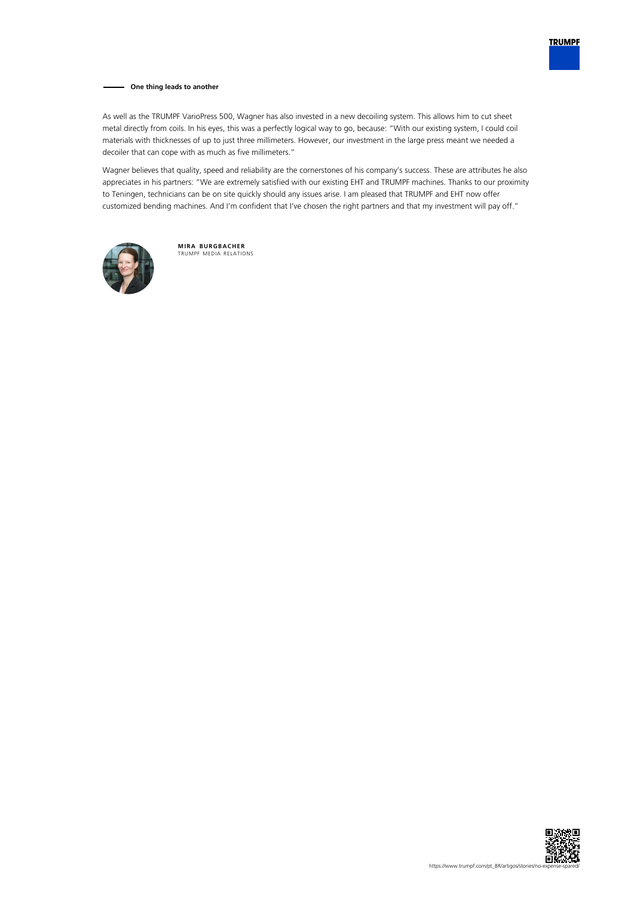## One thing leads to another

As well as the TRUMPF VarioPress 500, Wagner has also invested in a new decoiling system. This allows him to cut sheet metal directly from coils. In his eyes, this was a perfectly logical way to go, because: "With our existing system, I could coil materials with thicknesses of up to just three millimeters. However, our investment in the large press meant we needed a decoiler that can cope with as much as five millimeters."

Wagner believes that quality, speed and reliability are the cornerstones of his company's success. These are attributes he also appreciates in his partners: "We are extremely satisfied with our existing EHT and TRUMPF machines. Thanks to our proximity to Teningen, technicians can be on site quickly should any issues arise. I am pleased that TRUMPF and EHT now offer customized bending machines. And I'm confident that I've chosen the right partners and that my investment will pay off."

**MIRA BURGBACHER**
TRUMPF MEDIA RELATIONS